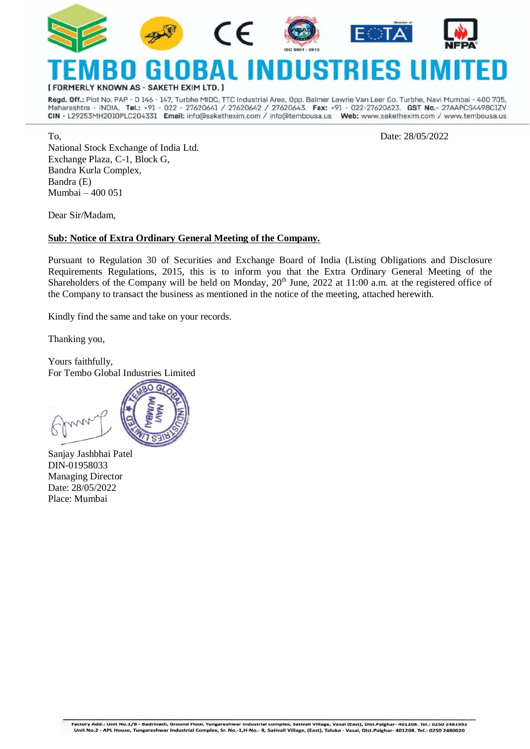# TEMBO GLOBAL INDUSTRIES LIMITED

[ FORMERLY KNOWN AS - SAKETH EXIM LTD. ]

**Regd. Off.:** Plot No. PAP - D 146 - 147, Turbhe MIDC, TTC Industrial Area, Opp. Balmer Lawrie Van Leer Co. Turbhe, Navi Mumbai - 400 705, Maharashtra - INDIA. **Tel.:** +91 - 022 - 27620641 / 27620642 / 27620643. **Fax:** +91 - 022-27620623. **GST No.**- 27AAPCS4498C1ZV
**CIN** - L29253MH2010PLC204331 **Email:** info@sakethexim.com / info@tembousa.us **Web:** www.sakethexim.com / www.tembousa.us

To,
National Stock Exchange of India Ltd.
Exchange Plaza, C-1, Block G,
Bandra Kurla Complex,
Bandra (E)
Mumbai – 400 051

Date: 28/05/2022

Dear Sir/Madam,

**Sub: Notice of Extra Ordinary General Meeting of the Company.**

Pursuant to Regulation 30 of Securities and Exchange Board of India (Listing Obligations and Disclosure Requirements Regulations, 2015, this is to inform you that the Extra Ordinary General Meeting of the Shareholders of the Company will be held on Monday, 20th June, 2022 at 11:00 a.m. at the registered office of the Company to transact the business as mentioned in the notice of the meeting, attached herewith.

Kindly find the same and take on your records.

Thanking you,

Yours faithfully,
For Tembo Global Industries Limited

Sanjay Jashbhai Patel
DIN-01958033
Managing Director
Date: 28/05/2022
Place: Mumbai

Factory Add.: Unit No.1/B - Badrinath, Ground Floor, Tungareshwar Industrial complex, Sativali Village, Vasai (East), Dist.Palghar- 401208. Tel.: 0250 2481992
Unit No.2 - APL House, Tungareshwar Industrial Complex, Sr. No.-1,H-No.- 8, Sativali Village, (East), Taluka - Vasai, Dist.Palghar- 401208. Tel.: 0250 2480020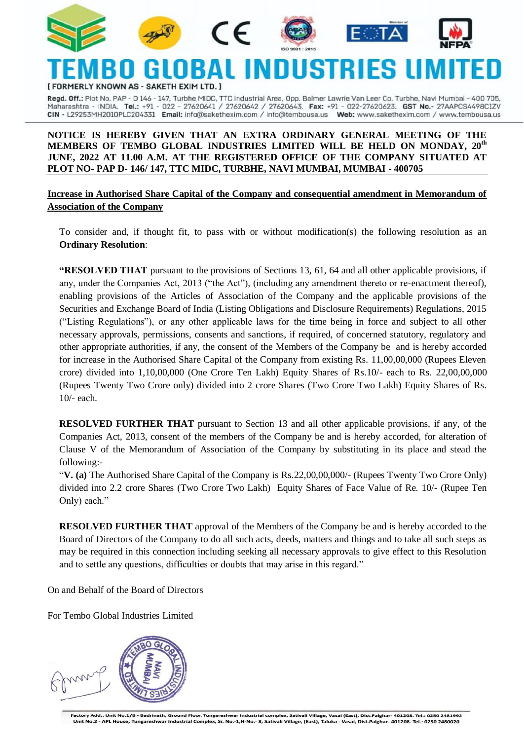# TEMBO GLOBAL INDUSTRIES LIMITED

[ FORMERLY KNOWN AS - SAKETH EXIM LTD. ]

**Regd. Off.:** Plot No. PAP - D 146 - 147, Turbhe MIDC, TTC Industrial Area, Opp. Balmer Lawrie Van Leer Co. Turbhe, Navi Mumbai - 400 705, Maharashtra - INDIA. **Tel.:** +91 - 022 - 27620641 / 27620642 / 27620643. **Fax:** +91 - 022-27620623. **GST No.**- 27AAPCS4498C1ZV
**CIN** - L29253MH2010PLC204331 **Email:** info@sakethexim.com / info@tembousa.us **Web:** www.sakethexim.com / www.tembousa.us

**NOTICE IS HEREBY GIVEN THAT AN EXTRA ORDINARY GENERAL MEETING OF THE MEMBERS OF TEMBO GLOBAL INDUSTRIES LIMITED WILL BE HELD ON MONDAY, 20th JUNE, 2022 AT 11.00 A.M. AT THE REGISTERED OFFICE OF THE COMPANY SITUATED AT PLOT NO- PAP D- 146/ 147, TTC MIDC, TURBHE, NAVI MUMBAI, MUMBAI - 400705**

**Increase in Authorised Share Capital of the Company and consequential amendment in Memorandum of Association of the Company**

To consider and, if thought fit, to pass with or without modification(s) the following resolution as an **Ordinary Resolution**:

**"RESOLVED THAT** pursuant to the provisions of Sections 13, 61, 64 and all other applicable provisions, if any, under the Companies Act, 2013 ("the Act"), (including any amendment thereto or re-enactment thereof), enabling provisions of the Articles of Association of the Company and the applicable provisions of the Securities and Exchange Board of India (Listing Obligations and Disclosure Requirements) Regulations, 2015 ("Listing Regulations"), or any other applicable laws for the time being in force and subject to all other necessary approvals, permissions, consents and sanctions, if required, of concerned statutory, regulatory and other appropriate authorities, if any, the consent of the Members of the Company be and is hereby accorded for increase in the Authorised Share Capital of the Company from existing Rs. 11,00,00,000 (Rupees Eleven crore) divided into 1,10,00,000 (One Crore Ten Lakh) Equity Shares of Rs.10/- each to Rs. 22,00,00,000 (Rupees Twenty Two Crore only) divided into 2 crore Shares (Two Crore Two Lakh) Equity Shares of Rs. 10/- each.

**RESOLVED FURTHER THAT** pursuant to Section 13 and all other applicable provisions, if any, of the Companies Act, 2013, consent of the members of the Company be and is hereby accorded, for alteration of Clause V of the Memorandum of Association of the Company by substituting in its place and stead the following:-

"**V. (a)** The Authorised Share Capital of the Company is Rs.22,00,00,000/- (Rupees Twenty Two Crore Only) divided into 2.2 crore Shares (Two Crore Two Lakh) Equity Shares of Face Value of Re. 10/- (Rupee Ten Only) each."

**RESOLVED FURTHER THAT** approval of the Members of the Company be and is hereby accorded to the Board of Directors of the Company to do all such acts, deeds, matters and things and to take all such steps as may be required in this connection including seeking all necessary approvals to give effect to this Resolution and to settle any questions, difficulties or doubts that may arise in this regard."

On and Behalf of the Board of Directors

For Tembo Global Industries Limited

Factory Add.: Unit No.1/B - Badrinath, Ground Floor, Tungareshwar Industrial complex, Sativali Village, Vasai (East), Dist.Palghar- 401208. Tel.: 0250 2481992
Unit No.2 - APL House, Tungareshwar Industrial Complex, Sr. No.-1,H-No.- 8, Sativali Village, (East), Taluka - Vasai, Dist.Palghar- 401208. Tel.: 0250 2480020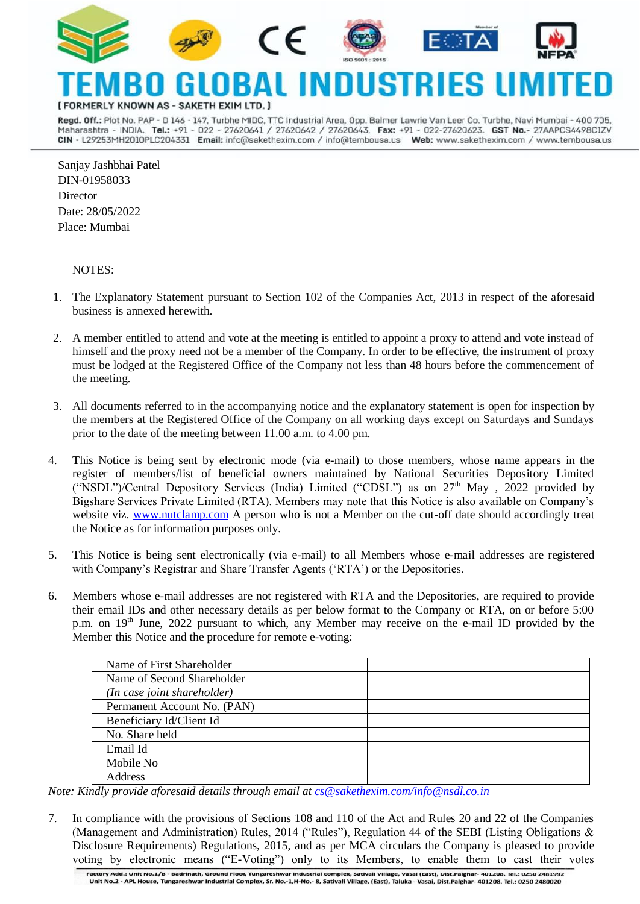Sanjay Jashbhai Patel
DIN-01958033
Director
Date: 28/05/2022
Place: Mumbai

NOTES:

1. The Explanatory Statement pursuant to Section 102 of the Companies Act, 2013 in respect of the aforesaid business is annexed herewith.

2. A member entitled to attend and vote at the meeting is entitled to appoint a proxy to attend and vote instead of himself and the proxy need not be a member of the Company. In order to be effective, the instrument of proxy must be lodged at the Registered Office of the Company not less than 48 hours before the commencement of the meeting.

3. All documents referred to in the accompanying notice and the explanatory statement is open for inspection by the members at the Registered Office of the Company on all working days except on Saturdays and Sundays prior to the date of the meeting between 11.00 a.m. to 4.00 pm.

4. This Notice is being sent by electronic mode (via e-mail) to those members, whose name appears in the register of members/list of beneficial owners maintained by National Securities Depository Limited ("NSDL")/Central Depository Services (India) Limited ("CDSL") as on 27th May , 2022 provided by Bigshare Services Private Limited (RTA). Members may note that this Notice is also available on Company's website viz. www.nutclamp.com A person who is not a Member on the cut-off date should accordingly treat the Notice as for information purposes only.

5. This Notice is being sent electronically (via e-mail) to all Members whose e-mail addresses are registered with Company's Registrar and Share Transfer Agents ('RTA') or the Depositories.

6. Members whose e-mail addresses are not registered with RTA and the Depositories, are required to provide their email IDs and other necessary details as per below format to the Company or RTA, on or before 5:00 p.m. on 19th June, 2022 pursuant to which, any Member may receive on the e-mail ID provided by the Member this Notice and the procedure for remote e-voting:

| Name of First Shareholder | |
|---|---|
| Name of Second Shareholder *(In case joint shareholder)* | |
| Permanent Account No. (PAN) | |
| Beneficiary Id/Client Id | |
| No. Share held | |
| Email Id | |
| Mobile No | |
| Address | |

*Note: Kindly provide aforesaid details through email at cs@sakethexim.com/info@nsdl.co.in*

7. In compliance with the provisions of Sections 108 and 110 of the Act and Rules 20 and 22 of the Companies (Management and Administration) Rules, 2014 ("Rules"), Regulation 44 of the SEBI (Listing Obligations & Disclosure Requirements) Regulations, 2015, and as per MCA circulars the Company is pleased to provide voting by electronic means ("E-Voting") only to its Members, to enable them to cast their votes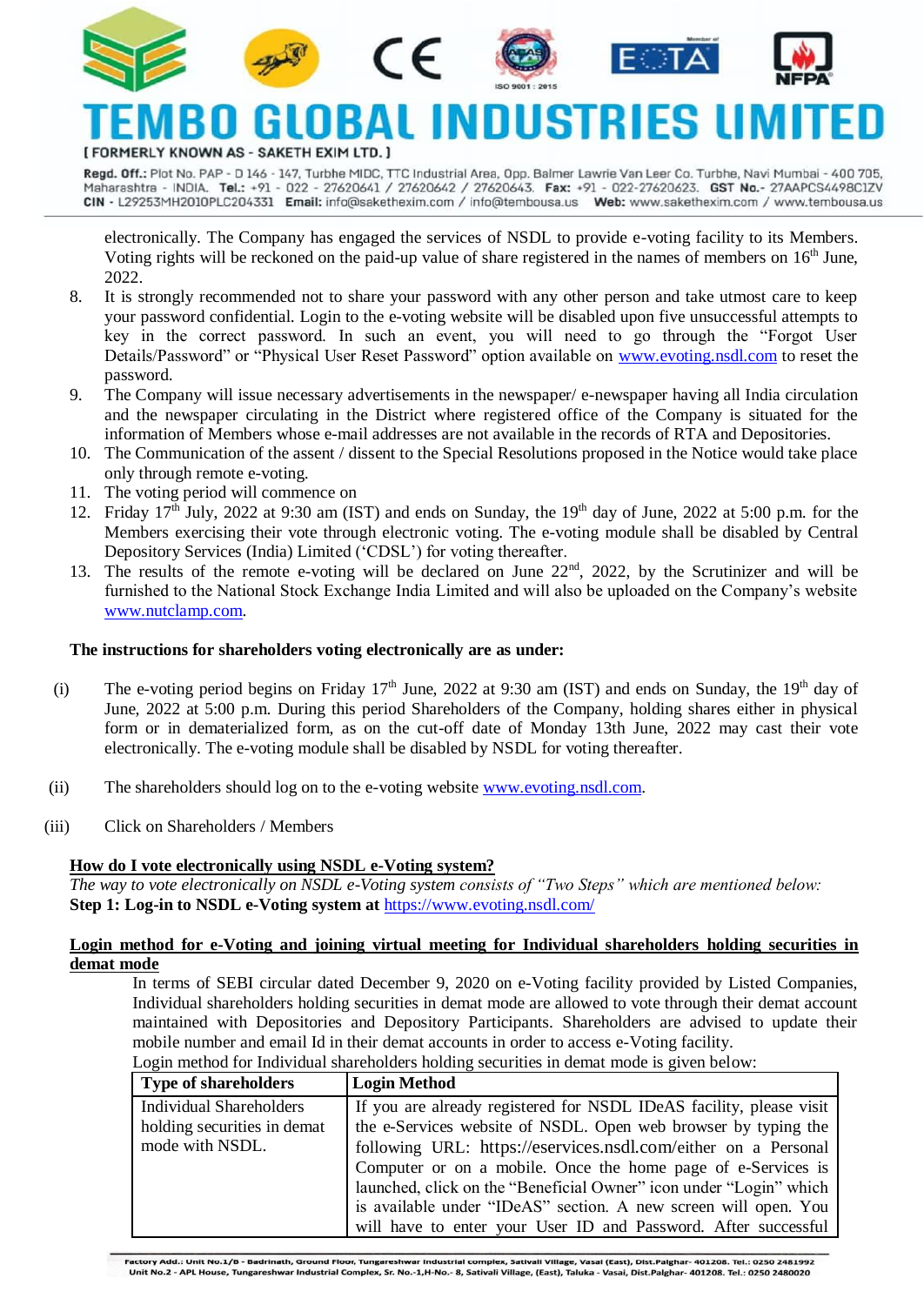electronically. The Company has engaged the services of NSDL to provide e-voting facility to its Members. Voting rights will be reckoned on the paid-up value of share registered in the names of members on 16th June, 2022.

8. It is strongly recommended not to share your password with any other person and take utmost care to keep your password confidential. Login to the e-voting website will be disabled upon five unsuccessful attempts to key in the correct password. In such an event, you will need to go through the "Forgot User Details/Password" or "Physical User Reset Password" option available on www.evoting.nsdl.com to reset the password.
9. The Company will issue necessary advertisements in the newspaper/ e-newspaper having all India circulation and the newspaper circulating in the District where registered office of the Company is situated for the information of Members whose e-mail addresses are not available in the records of RTA and Depositories.
10. The Communication of the assent / dissent to the Special Resolutions proposed in the Notice would take place only through remote e-voting.
11. The voting period will commence on
12. Friday 17th July, 2022 at 9:30 am (IST) and ends on Sunday, the 19th day of June, 2022 at 5:00 p.m. for the Members exercising their vote through electronic voting. The e-voting module shall be disabled by Central Depository Services (India) Limited ('CDSL') for voting thereafter.
13. The results of the remote e-voting will be declared on June 22nd, 2022, by the Scrutinizer and will be furnished to the National Stock Exchange India Limited and will also be uploaded on the Company's website www.nutclamp.com.

**The instructions for shareholders voting electronically are as under:**

(i) The e-voting period begins on Friday 17th June, 2022 at 9:30 am (IST) and ends on Sunday, the 19th day of June, 2022 at 5:00 p.m. During this period Shareholders of the Company, holding shares either in physical form or in dematerialized form, as on the cut-off date of Monday 13th June, 2022 may cast their vote electronically. The e-voting module shall be disabled by NSDL for voting thereafter.

(ii) The shareholders should log on to the e-voting website www.evoting.nsdl.com.

(iii) Click on Shareholders / Members

**How do I vote electronically using NSDL e-Voting system?**

*The way to vote electronically on NSDL e-Voting system consists of "Two Steps" which are mentioned below:*

**Step 1: Log-in to NSDL e-Voting system at** https://www.evoting.nsdl.com/

**Login method for e-Voting and joining virtual meeting for Individual shareholders holding securities in demat mode**

In terms of SEBI circular dated December 9, 2020 on e-Voting facility provided by Listed Companies, Individual shareholders holding securities in demat mode are allowed to vote through their demat account maintained with Depositories and Depository Participants. Shareholders are advised to update their mobile number and email Id in their demat accounts in order to access e-Voting facility.

Login method for Individual shareholders holding securities in demat mode is given below:

| Type of shareholders | Login Method |
|---|---|
| Individual Shareholders holding securities in demat mode with NSDL. | If you are already registered for NSDL IDeAS facility, please visit the e-Services website of NSDL. Open web browser by typing the following URL: https://eservices.nsdl.com/either on a Personal Computer or on a mobile. Once the home page of e-Services is launched, click on the "Beneficial Owner" icon under "Login" which is available under "IDeAS" section. A new screen will open. You will have to enter your User ID and Password. After successful |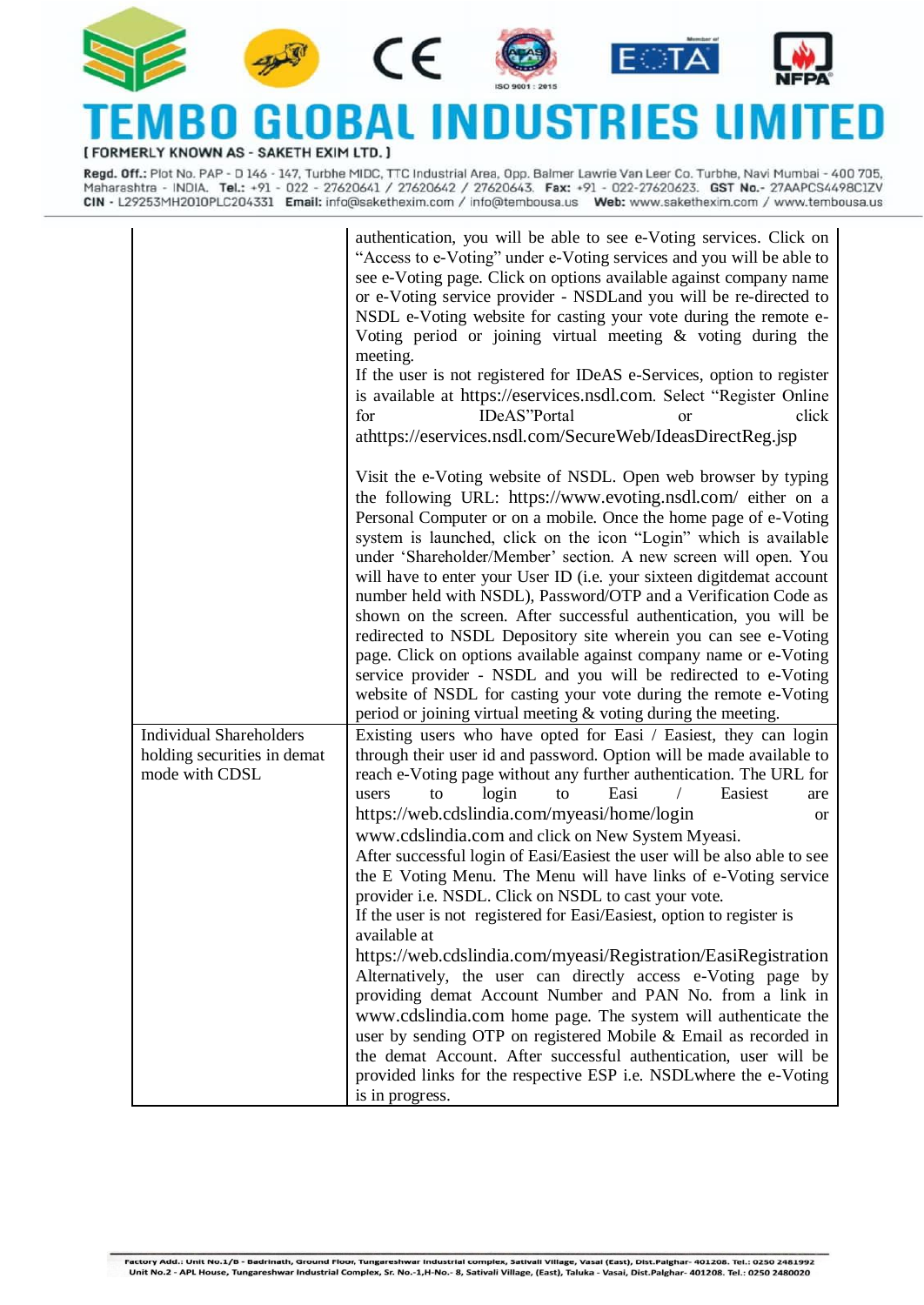| | |
|---|---|
| | authentication, you will be able to see e-Voting services. Click on "Access to e-Voting" under e-Voting services and you will be able to see e-Voting page. Click on options available against company name or e-Voting service provider - NSDLand you will be re-directed to NSDL e-Voting website for casting your vote during the remote e-Voting period or joining virtual meeting & voting during the meeting.<br>If the user is not registered for IDeAS e-Services, option to register is available at https://eservices.nsdl.com. Select "Register Online for IDeAS"Portal or click athttps://eservices.nsdl.com/SecureWeb/IdeasDirectReg.jsp<br><br>Visit the e-Voting website of NSDL. Open web browser by typing the following URL: https://www.evoting.nsdl.com/ either on a Personal Computer or on a mobile. Once the home page of e-Voting system is launched, click on the icon "Login" which is available under 'Shareholder/Member' section. A new screen will open. You will have to enter your User ID (i.e. your sixteen digitdemat account number held with NSDL), Password/OTP and a Verification Code as shown on the screen. After successful authentication, you will be redirected to NSDL Depository site wherein you can see e-Voting page. Click on options available against company name or e-Voting service provider - NSDL and you will be redirected to e-Voting website of NSDL for casting your vote during the remote e-Voting period or joining virtual meeting & voting during the meeting. |
| Individual Shareholders holding securities in demat mode with CDSL | Existing users who have opted for Easi / Easiest, they can login through their user id and password. Option will be made available to reach e-Voting page without any further authentication. The URL for users to login to Easi / Easiest are https://web.cdslindia.com/myeasi/home/login or www.cdslindia.com and click on New System Myeasi.<br>After successful login of Easi/Easiest the user will be also able to see the E Voting Menu. The Menu will have links of e-Voting service provider i.e. NSDL. Click on NSDL to cast your vote.<br>If the user is not registered for Easi/Easiest, option to register is available at https://web.cdslindia.com/myeasi/Registration/EasiRegistration<br>Alternatively, the user can directly access e-Voting page by providing demat Account Number and PAN No. from a link in www.cdslindia.com home page. The system will authenticate the user by sending OTP on registered Mobile & Email as recorded in the demat Account. After successful authentication, user will be provided links for the respective ESP i.e. NSDLwhere the e-Voting is in progress. |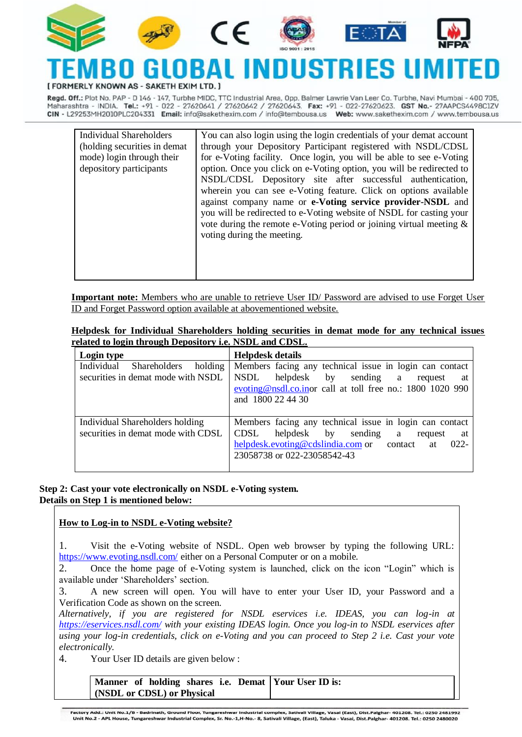| Individual Shareholders (holding securities in demat mode) login through their depository participants | You can also login using the login credentials of your demat account through your Depository Participant registered with NSDL/CDSL for e-Voting facility. Once login, you will be able to see e-Voting option. Once you click on e-Voting option, you will be redirected to NSDL/CDSL Depository site after successful authentication, wherein you can see e-Voting feature. Click on options available against company name or **e-Voting service provider-NSDL** and you will be redirected to e-Voting website of NSDL for casting your vote during the remote e-Voting period or joining virtual meeting & voting during the meeting. |
|---|---|

**Important note:** Members who are unable to retrieve User ID/ Password are advised to use Forget User ID and Forget Password option available at abovementioned website.

**Helpdesk for Individual Shareholders holding securities in demat mode for any technical issues related to login through Depository i.e. NSDL and CDSL.**

| Login type | Helpdesk details |
|---|---|
| Individual Shareholders holding securities in demat mode with NSDL | Members facing any technical issue in login can contact NSDL helpdesk by sending a request at evoting@nsdl.co.inor call at toll free no.: 1800 1020 990 and 1800 22 44 30 |
| Individual Shareholders holding securities in demat mode with CDSL | Members facing any technical issue in login can contact CDSL helpdesk by sending a request at helpdesk.evoting@cdslindia.com or contact at 022-23058738 or 022-23058542-43 |

**Step 2: Cast your vote electronically on NSDL e-Voting system.**
**Details on Step 1 is mentioned below:**

**How to Log-in to NSDL e-Voting website?**

1. Visit the e-Voting website of NSDL. Open web browser by typing the following URL: https://www.evoting.nsdl.com/ either on a Personal Computer or on a mobile.
2. Once the home page of e-Voting system is launched, click on the icon "Login" which is available under 'Shareholders' section.
3. A new screen will open. You will have to enter your User ID, your Password and a Verification Code as shown on the screen.
*Alternatively, if you are registered for NSDL eservices i.e. IDEAS, you can log-in at https://eservices.nsdl.com/ with your existing IDEAS login. Once you log-in to NSDL eservices after using your log-in credentials, click on e-Voting and you can proceed to Step 2 i.e. Cast your vote electronically.*
4. Your User ID details are given below :

| Manner of holding shares i.e. Demat (NSDL or CDSL) or Physical | Your User ID is: |
|---|---|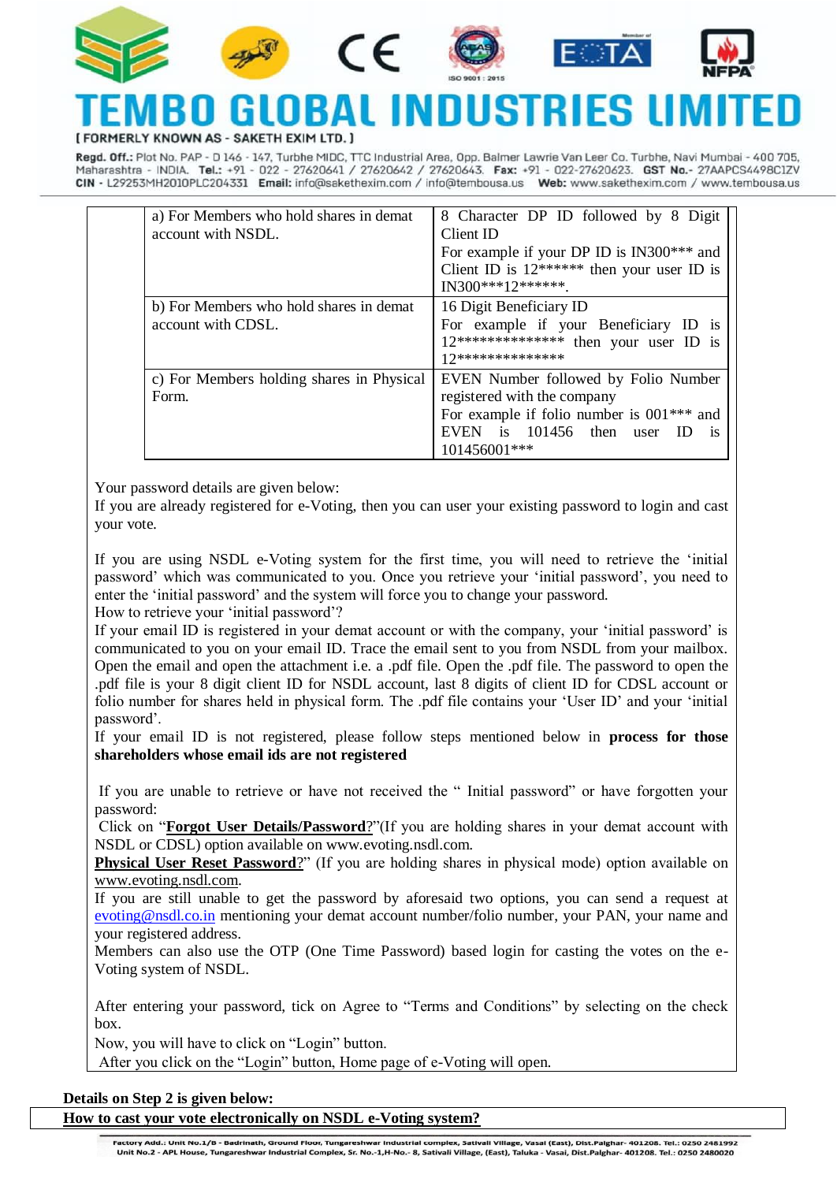| | |
|---|---|
| a) For Members who hold shares in demat account with NSDL. | 8 Character DP ID followed by 8 Digit Client ID<br>For example if your DP ID is IN300*** and Client ID is 12****** then your user ID is IN300***12******. |
| b) For Members who hold shares in demat account with CDSL. | 16 Digit Beneficiary ID<br>For example if your Beneficiary ID is 12************** then your user ID is 12************** |
| c) For Members holding shares in Physical Form. | EVEN Number followed by Folio Number registered with the company<br>For example if folio number is 001*** and EVEN is 101456 then user ID is 101456001*** |

Your password details are given below:
If you are already registered for e-Voting, then you can user your existing password to login and cast your vote.

If you are using NSDL e-Voting system for the first time, you will need to retrieve the 'initial password' which was communicated to you. Once you retrieve your 'initial password', you need to enter the 'initial password' and the system will force you to change your password.
How to retrieve your 'initial password'?
If your email ID is registered in your demat account or with the company, your 'initial password' is communicated to you on your email ID. Trace the email sent to you from NSDL from your mailbox. Open the email and open the attachment i.e. a .pdf file. Open the .pdf file. The password to open the .pdf file is your 8 digit client ID for NSDL account, last 8 digits of client ID for CDSL account or folio number for shares held in physical form. The .pdf file contains your 'User ID' and your 'initial password'.
If your email ID is not registered, please follow steps mentioned below in **process for those shareholders whose email ids are not registered**

If you are unable to retrieve or have not received the " Initial password" or have forgotten your password:
Click on "**Forgot User Details/Password**?"(If you are holding shares in your demat account with NSDL or CDSL) option available on www.evoting.nsdl.com.
**Physical User Reset Password**?" (If you are holding shares in physical mode) option available on www.evoting.nsdl.com.
If you are still unable to get the password by aforesaid two options, you can send a request at evoting@nsdl.co.in mentioning your demat account number/folio number, your PAN, your name and your registered address.
Members can also use the OTP (One Time Password) based login for casting the votes on the e-Voting system of NSDL.

After entering your password, tick on Agree to "Terms and Conditions" by selecting on the check box.
Now, you will have to click on "Login" button.
After you click on the "Login" button, Home page of e-Voting will open.

**Details on Step 2 is given below:**

**How to cast your vote electronically on NSDL e-Voting system?**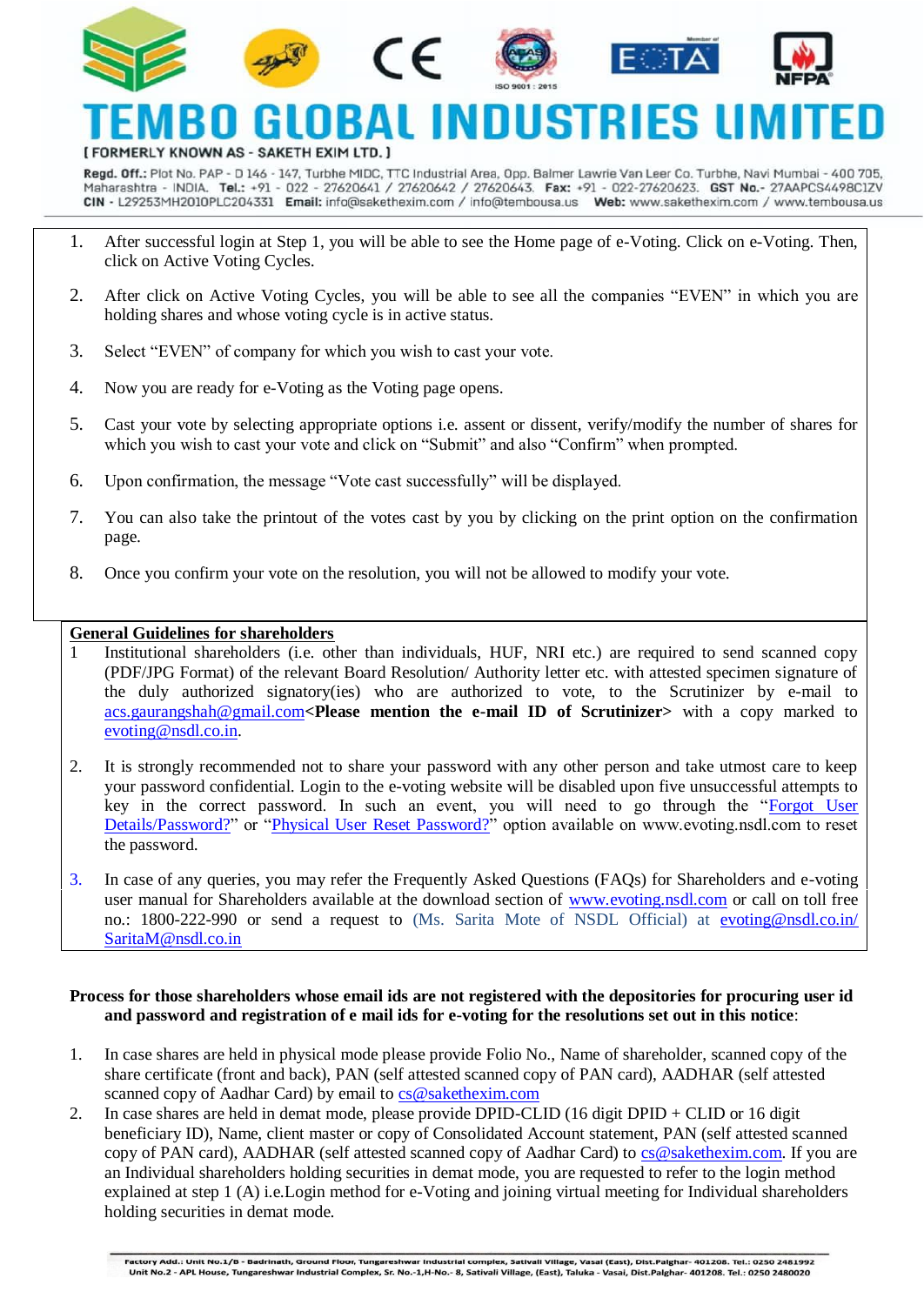1. After successful login at Step 1, you will be able to see the Home page of e-Voting. Click on e-Voting. Then, click on Active Voting Cycles.

2. After click on Active Voting Cycles, you will be able to see all the companies "EVEN" in which you are holding shares and whose voting cycle is in active status.

3. Select "EVEN" of company for which you wish to cast your vote.

4. Now you are ready for e-Voting as the Voting page opens.

5. Cast your vote by selecting appropriate options i.e. assent or dissent, verify/modify the number of shares for which you wish to cast your vote and click on "Submit" and also "Confirm" when prompted.

6. Upon confirmation, the message "Vote cast successfully" will be displayed.

7. You can also take the printout of the votes cast by you by clicking on the print option on the confirmation page.

8. Once you confirm your vote on the resolution, you will not be allowed to modify your vote.

**General Guidelines for shareholders**

1. Institutional shareholders (i.e. other than individuals, HUF, NRI etc.) are required to send scanned copy (PDF/JPG Format) of the relevant Board Resolution/ Authority letter etc. with attested specimen signature of the duly authorized signatory(ies) who are authorized to vote, to the Scrutinizer by e-mail to acs.gaurangshah@gmail.com**<Please mention the e-mail ID of Scrutinizer>** with a copy marked to evoting@nsdl.co.in.

2. It is strongly recommended not to share your password with any other person and take utmost care to keep your password confidential. Login to the e-voting website will be disabled upon five unsuccessful attempts to key in the correct password. In such an event, you will need to go through the "Forgot User Details/Password?" or "Physical User Reset Password?" option available on www.evoting.nsdl.com to reset the password.

3. In case of any queries, you may refer the Frequently Asked Questions (FAQs) for Shareholders and e-voting user manual for Shareholders available at the download section of www.evoting.nsdl.com or call on toll free no.: 1800-222-990 or send a request to (Ms. Sarita Mote of NSDL Official) at evoting@nsdl.co.in/ SaritaM@nsdl.co.in

**Process for those shareholders whose email ids are not registered with the depositories for procuring user id and password and registration of e mail ids for e-voting for the resolutions set out in this notice**:

1. In case shares are held in physical mode please provide Folio No., Name of shareholder, scanned copy of the share certificate (front and back), PAN (self attested scanned copy of PAN card), AADHAR (self attested scanned copy of Aadhar Card) by email to cs@sakethexim.com
2. In case shares are held in demat mode, please provide DPID-CLID (16 digit DPID + CLID or 16 digit beneficiary ID), Name, client master or copy of Consolidated Account statement, PAN (self attested scanned copy of PAN card), AADHAR (self attested scanned copy of Aadhar Card) to cs@sakethexim.com. If you are an Individual shareholders holding securities in demat mode, you are requested to refer to the login method explained at step 1 (A) i.e.Login method for e-Voting and joining virtual meeting for Individual shareholders holding securities in demat mode.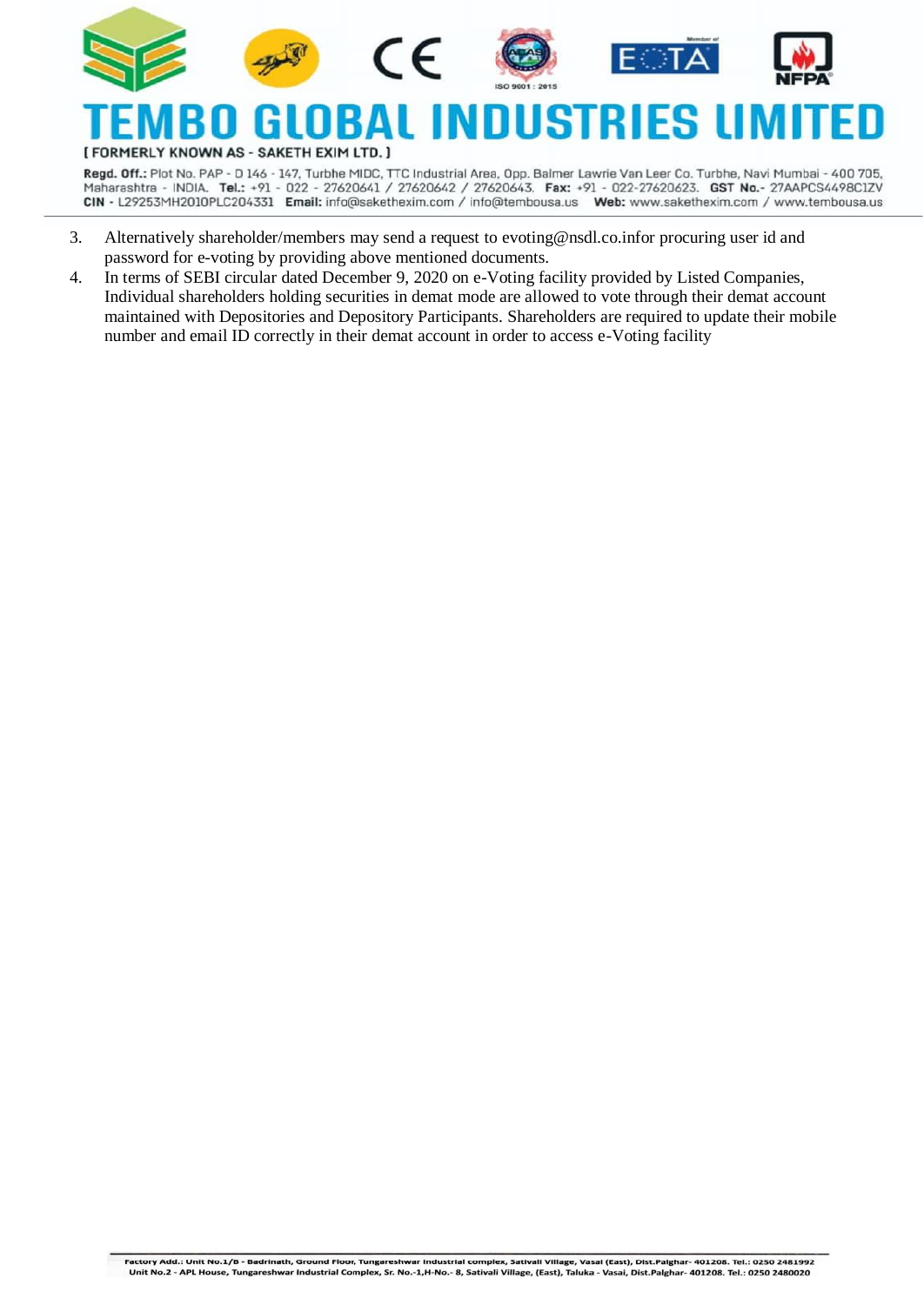3. Alternatively shareholder/members may send a request to evoting@nsdl.co.infor procuring user id and password for e-voting by providing above mentioned documents.
4. In terms of SEBI circular dated December 9, 2020 on e-Voting facility provided by Listed Companies, Individual shareholders holding securities in demat mode are allowed to vote through their demat account maintained with Depositories and Depository Participants. Shareholders are required to update their mobile number and email ID correctly in their demat account in order to access e-Voting facility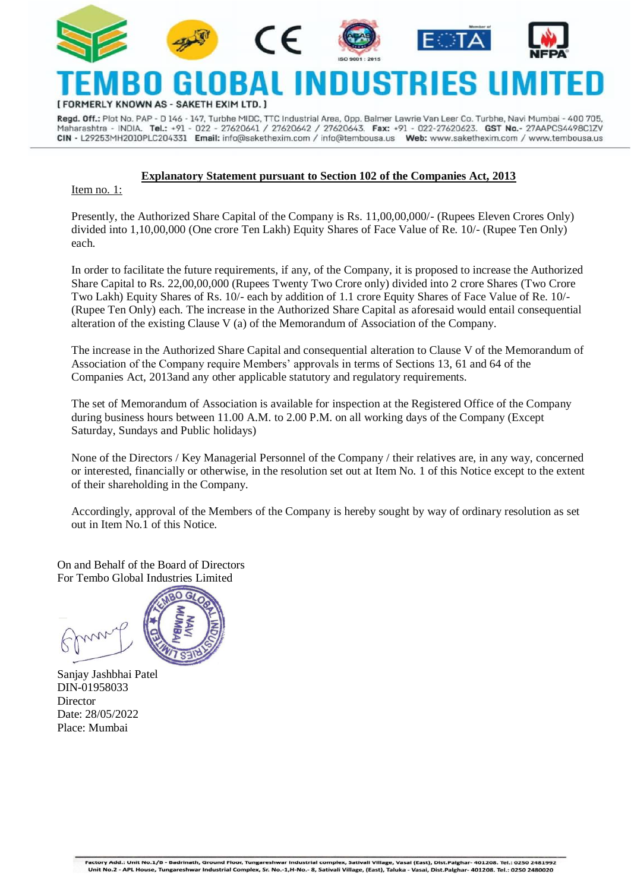# TEMBO GLOBAL INDUSTRIES LIMITED

[ FORMERLY KNOWN AS - SAKETH EXIM LTD. ]

**Regd. Off.:** Plot No. PAP - D 146 - 147, Turbhe MIDC, TTC Industrial Area, Opp. Balmer Lawrie Van Leer Co. Turbhe, Navi Mumbai - 400 705, Maharashtra - INDIA. **Tel.:** +91 - 022 - 27620641 / 27620642 / 27620643. **Fax:** +91 - 022-27620623. **GST No.**- 27AAPCS4498C1ZV
**CIN** - L29253MH2010PLC204331 **Email:** info@sakethexim.com / info@tembousa.us **Web:** www.sakethexim.com / www.tembousa.us

## Explanatory Statement pursuant to Section 102 of the Companies Act, 2013

Item no. 1:

Presently, the Authorized Share Capital of the Company is Rs. 11,00,00,000/- (Rupees Eleven Crores Only) divided into 1,10,00,000 (One crore Ten Lakh) Equity Shares of Face Value of Re. 10/- (Rupee Ten Only) each.

In order to facilitate the future requirements, if any, of the Company, it is proposed to increase the Authorized Share Capital to Rs. 22,00,00,000 (Rupees Twenty Two Crore only) divided into 2 crore Shares (Two Crore Two Lakh) Equity Shares of Rs. 10/- each by addition of 1.1 crore Equity Shares of Face Value of Re. 10/- (Rupee Ten Only) each. The increase in the Authorized Share Capital as aforesaid would entail consequential alteration of the existing Clause V (a) of the Memorandum of Association of the Company.

The increase in the Authorized Share Capital and consequential alteration to Clause V of the Memorandum of Association of the Company require Members' approvals in terms of Sections 13, 61 and 64 of the Companies Act, 2013and any other applicable statutory and regulatory requirements.

The set of Memorandum of Association is available for inspection at the Registered Office of the Company during business hours between 11.00 A.M. to 2.00 P.M. on all working days of the Company (Except Saturday, Sundays and Public holidays)

None of the Directors / Key Managerial Personnel of the Company / their relatives are, in any way, concerned or interested, financially or otherwise, in the resolution set out at Item No. 1 of this Notice except to the extent of their shareholding in the Company.

Accordingly, approval of the Members of the Company is hereby sought by way of ordinary resolution as set out in Item No.1 of this Notice.

On and Behalf of the Board of Directors
For Tembo Global Industries Limited

Sanjay Jashbhai Patel
DIN-01958033
Director
Date: 28/05/2022
Place: Mumbai

Factory Add.: Unit No.1/B - Badrinath, Ground Floor, Tungareshwar Industrial complex, Sativali Village, Vasai (East), Dist.Palghar- 401208. Tel.: 0250 2481992
Unit No.2 - APL House, Tungareshwar Industrial Complex, Sr. No.-1,H-No.- 8, Sativali Village, (East), Taluka - Vasai, Dist.Palghar- 401208. Tel.: 0250 2480020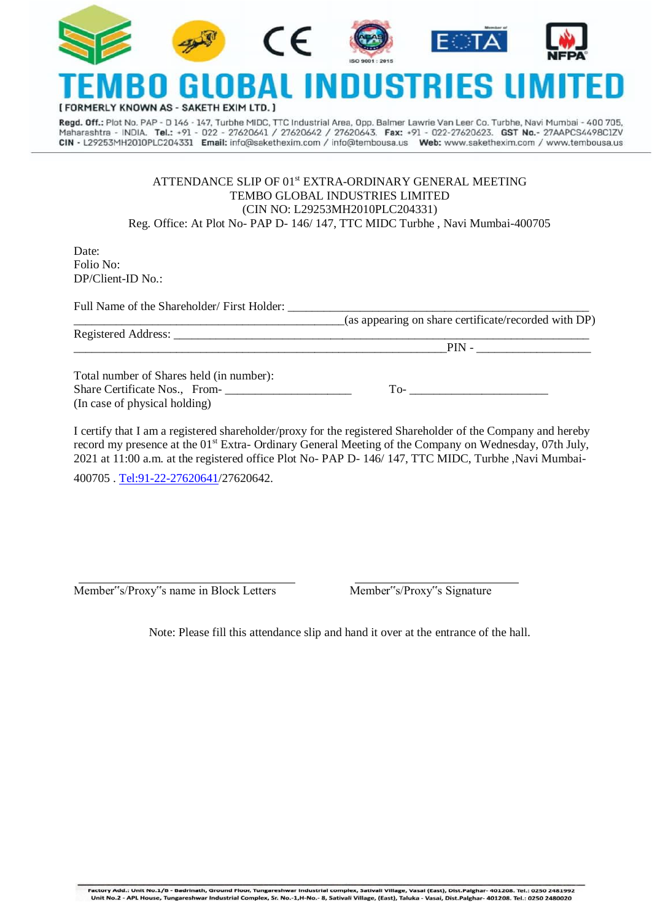# TEMBO GLOBAL INDUSTRIES LIMITED

[ FORMERLY KNOWN AS - SAKETH EXIM LTD. ]

**Regd. Off.:** Plot No. PAP - D 146 - 147, Turbhe MIDC, TTC Industrial Area, Opp. Balmer Lawrie Van Leer Co. Turbhe, Navi Mumbai - 400 705, Maharashtra - INDIA. **Tel.:** +91 - 022 - 27620641 / 27620642 / 27620643. **Fax:** +91 - 022-27620623. **GST No.**- 27AAPCS4498C1ZV
**CIN** - L29253MH2010PLC204331 **Email:** info@sakethexim.com / info@tembousa.us **Web:** www.sakethexim.com / www.tembousa.us

ATTENDANCE SLIP OF 01st EXTRA-ORDINARY GENERAL MEETING
TEMBO GLOBAL INDUSTRIES LIMITED
(CIN NO: L29253MH2010PLC204331)
Reg. Office: At Plot No- PAP D- 146/ 147, TTC MIDC Turbhe , Navi Mumbai-400705

Date:
Folio No:
DP/Client-ID No.:

Full Name of the Shareholder/ First Holder: ______________________________________________________
_____________________________________________(as appearing on share certificate/recorded with DP)
Registered Address: ____________________________________________________________________
______________________________________________________________PIN - __________________

Total number of Shares held (in number):
Share Certificate Nos., From- _____________________ To- _______________________
(In case of physical holding)

I certify that I am a registered shareholder/proxy for the registered Shareholder of the Company and hereby record my presence at the 01st Extra- Ordinary General Meeting of the Company on Wednesday, 07th July, 2021 at 11:00 a.m. at the registered office Plot No- PAP D- 146/ 147, TTC MIDC, Turbhe ,Navi Mumbai-400705 . Tel:91-22-27620641/27620642.

Member"s/Proxy"s name in Block Letters

Member"s/Proxy"s Signature

Note: Please fill this attendance slip and hand it over at the entrance of the hall.

Factory Add.: Unit No.1/B - Badrinath, Ground Floor, Tungareshwar Industrial complex, Sativali Village, Vasai (East), Dist.Palghar- 401208. Tel.: 0250 2481992
Unit No.2 - APL House, Tungareshwar Industrial Complex, Sr. No.-1,H-No.- 8, Sativali Village, (East), Taluka - Vasai, Dist.Palghar- 401208. Tel.: 0250 2480020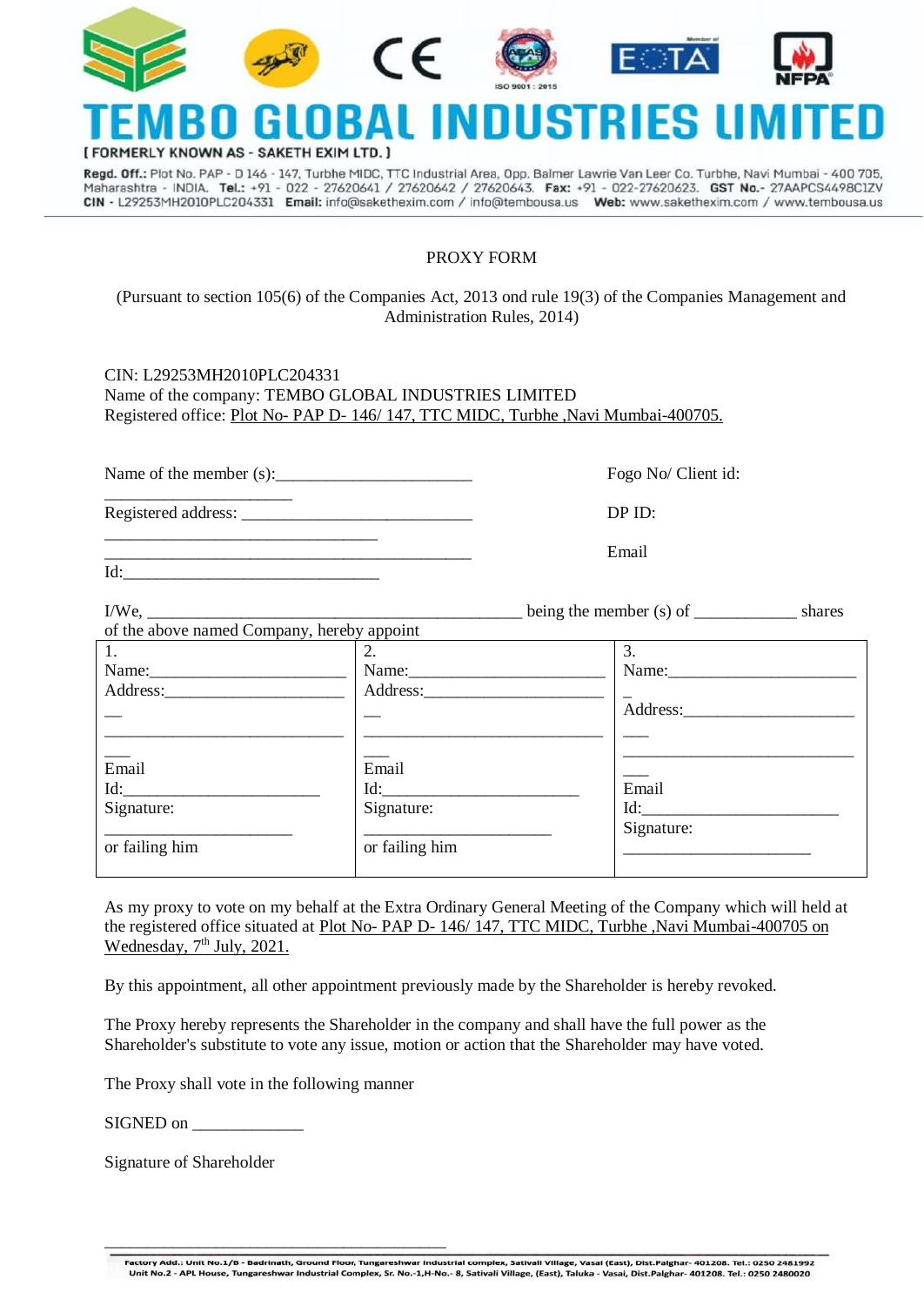# TEMBO GLOBAL INDUSTRIES LIMITED

[ FORMERLY KNOWN AS - SAKETH EXIM LTD. ]

**Regd. Off.:** Plot No. PAP - D 146 - 147, Turbhe MIDC, TTC Industrial Area, Opp. Balmer Lawrie Van Leer Co. Turbhe, Navi Mumbai - 400 705, Maharashtra - INDIA. **Tel.:** +91 - 022 - 27620641 / 27620642 / 27620643. **Fax:** +91 - 022-27620623. **GST No.**- 27AAPCS4498C1ZV **CIN** - L29253MH2010PLC204331 **Email:** info@sakethexim.com / info@tembousa.us **Web:** www.sakethexim.com / www.tembousa.us

## PROXY FORM

(Pursuant to section 105(6) of the Companies Act, 2013 ond rule 19(3) of the Companies Management and Administration Rules, 2014)

CIN: L29253MH2010PLC204331
Name of the company: TEMBO GLOBAL INDUSTRIES LIMITED
Registered office: Plot No- PAP D- 146/ 147, TTC MIDC, Turbhe ,Navi Mumbai-400705.

Name of the member (s):________________________ ________________________

Registered address: ____________________________ ____________________________ ____________________________

Email Id:________________________________

Fogo No/ Client id:

DP ID:

I/We, ________________________________________________ being the member (s) of ____________ shares of the above named Company, hereby appoint

| 1. | 2. | 3. |
|---|---|---|
| Name:______________________ | Name:______________________ | Name:______________________ |
| Address:_____________________ | Address:_____________________ | Address:_____________________ |
| Email Id:____________________ | Email Id:____________________ | Email Id:____________________ |
| Signature: ____________________ | Signature: ____________________ | Signature: ____________________ |
| or failing him | or failing him | |

As my proxy to vote on my behalf at the Extra Ordinary General Meeting of the Company which will held at the registered office situated at Plot No- PAP D- 146/ 147, TTC MIDC, Turbhe ,Navi Mumbai-400705 on Wednesday, 7th July, 2021.

By this appointment, all other appointment previously made by the Shareholder is hereby revoked.

The Proxy hereby represents the Shareholder in the company and shall have the full power as the Shareholder's substitute to vote any issue, motion or action that the Shareholder may have voted.

The Proxy shall vote in the following manner

SIGNED on _____________

Signature of Shareholder

________________________________________

Factory Add.: Unit No.1/B - Badrinath, Ground Floor, Tungareshwar Industrial complex, Sativali Village, Vasai (East), Dist.Palghar- 401208. Tel.: 0250 2481992
Unit No.2 - APL House, Tungareshwar Industrial Complex, Sr. No.-1,H-No.- 8, Sativali Village, (East), Taluka - Vasai, Dist.Palghar- 401208. Tel.: 0250 2480020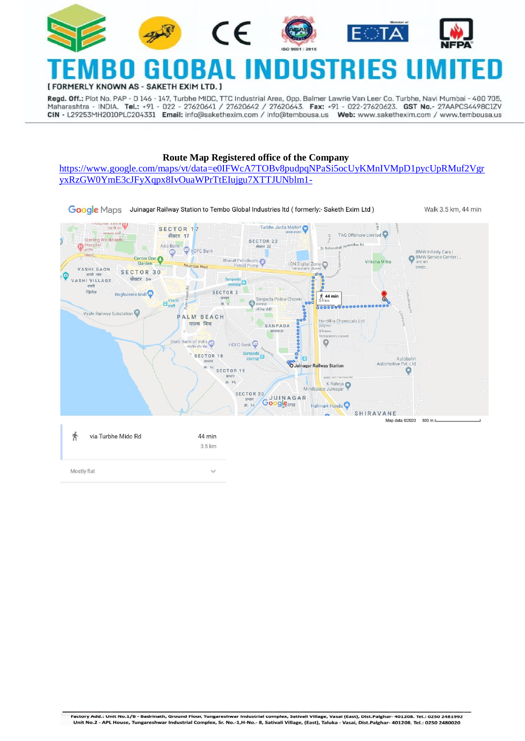# TEMBO GLOBAL INDUSTRIES LIMITED

[ FORMERLY KNOWN AS - SAKETH EXIM LTD. ]

**Regd. Off.:** Plot No. PAP - D 146 - 147, Turbhe MIDC, TTC Industrial Area, Opp. Balmer Lawrie Van Leer Co. Turbhe, Navi Mumbai - 400 705, Maharashtra - INDIA. **Tel.:** +91 - 022 - 27620641 / 27620642 / 27620643. **Fax:** +91 - 022-27620623. **GST No.-** 27AAPCS4498C1ZV
**CIN** - L29253MH2010PLC204331 **Email:** info@sakethexim.com / info@tembousa.us **Web:** www.sakethexim.com / www.tembousa.us

**Route Map Registered office of the Company**

https://www.google.com/maps/vt/data=e0IFWcA7TOBv8pudpqNPaSi5ocUyKMnIVMpD1pycUpRMuf2VgryxRzGW0YmE3cJFyXqpx8IvOuaWPrTtEIujgu7XTTJUNblm1-

Google Maps Juinagar Railway Station to Tembo Global Industries ltd ( formerly:- Saketh Exim Ltd ) Walk 3.5 km, 44 min

Map data ©2020 500 m

via Turbhe Midc Rd 44 min
3.5 km

Mostly flat

Factory Add.: Unit No.1/B - Badrinath, Ground Floor, Tungareshwar Industrial complex, Sativali Village, Vasai (East), Dist.Palghar- 401208. Tel.: 0250 2481992
Unit No.2 - APL House, Tungareshwar Industrial Complex, Sr. No.-1,H-No.- 8, Sativali Village, (East), Taluka - Vasai, Dist.Palghar- 401208. Tel.: 0250 2480020